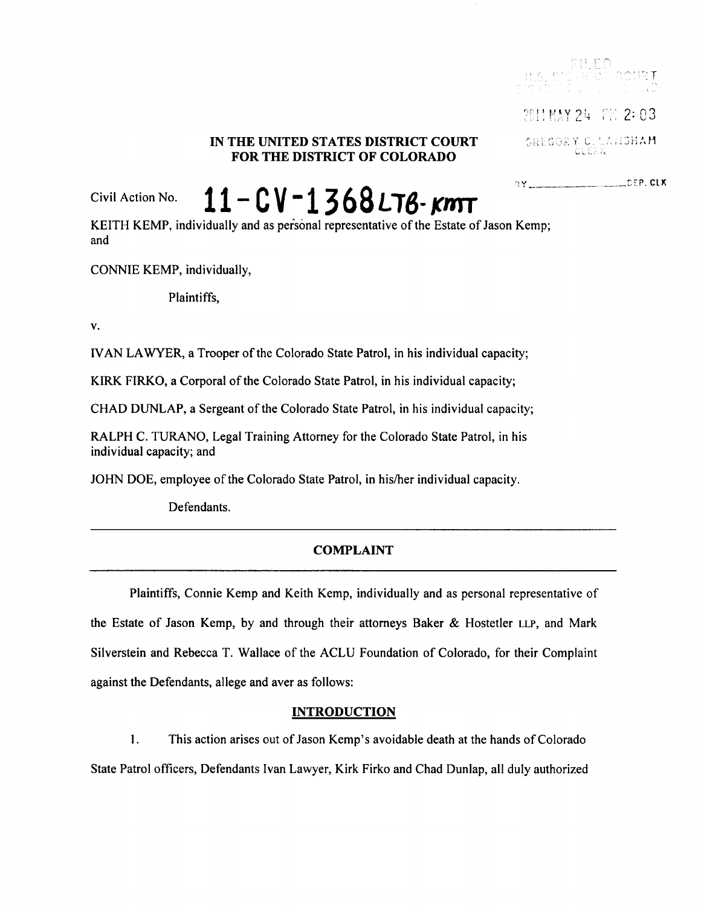FILED
U.S. DISTRICT COURT
DISTRICT OF COLORADO

2011 MAY 24 PM 2:03

GREGORY C. LANGHAM
CLERK

BY __________ DEP. CLK

**IN THE UNITED STATES DISTRICT COURT**
**FOR THE DISTRICT OF COLORADO**

Civil Action No. **11-CV-1368 LTB-KMT**

KEITH KEMP, individually and as personal representative of the Estate of Jason Kemp; and

CONNIE KEMP, individually,

Plaintiffs,

v.

IVAN LAWYER, a Trooper of the Colorado State Patrol, in his individual capacity;

KIRK FIRKO, a Corporal of the Colorado State Patrol, in his individual capacity;

CHAD DUNLAP, a Sergeant of the Colorado State Patrol, in his individual capacity;

RALPH C. TURANO, Legal Training Attorney for the Colorado State Patrol, in his individual capacity; and

JOHN DOE, employee of the Colorado State Patrol, in his/her individual capacity.

Defendants.

---

**COMPLAINT**

---

Plaintiffs, Connie Kemp and Keith Kemp, individually and as personal representative of the Estate of Jason Kemp, by and through their attorneys Baker & Hostetler LLP, and Mark Silverstein and Rebecca T. Wallace of the ACLU Foundation of Colorado, for their Complaint against the Defendants, allege and aver as follows:

## INTRODUCTION

1. This action arises out of Jason Kemp's avoidable death at the hands of Colorado State Patrol officers, Defendants Ivan Lawyer, Kirk Firko and Chad Dunlap, all duly authorized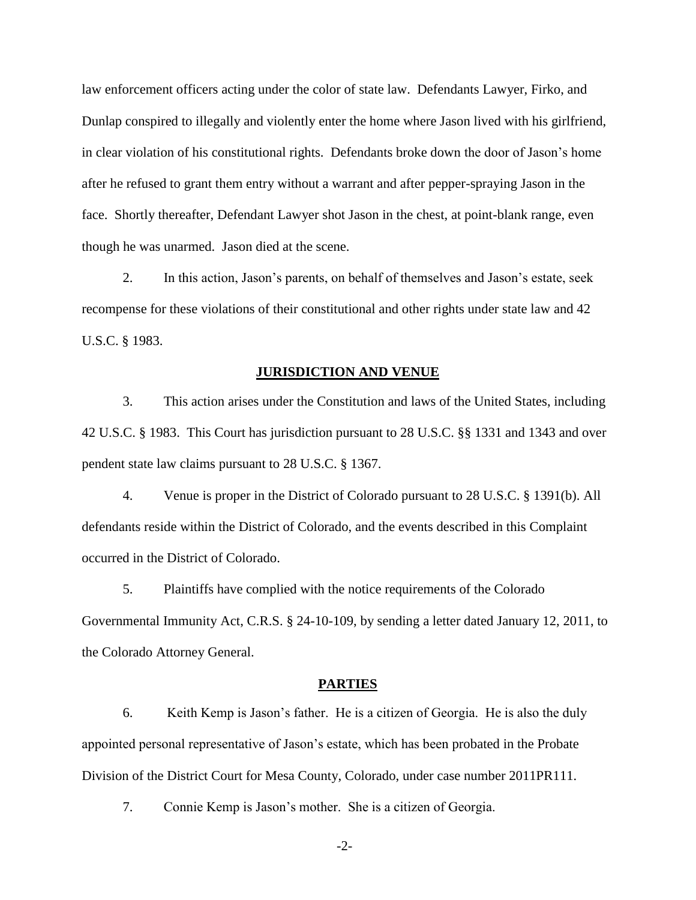law enforcement officers acting under the color of state law. Defendants Lawyer, Firko, and Dunlap conspired to illegally and violently enter the home where Jason lived with his girlfriend, in clear violation of his constitutional rights. Defendants broke down the door of Jason's home after he refused to grant them entry without a warrant and after pepper-spraying Jason in the face. Shortly thereafter, Defendant Lawyer shot Jason in the chest, at point-blank range, even though he was unarmed. Jason died at the scene.

2. In this action, Jason's parents, on behalf of themselves and Jason's estate, seek recompense for these violations of their constitutional and other rights under state law and 42 U.S.C. § 1983.

**JURISDICTION AND VENUE**

3. This action arises under the Constitution and laws of the United States, including 42 U.S.C. § 1983. This Court has jurisdiction pursuant to 28 U.S.C. §§ 1331 and 1343 and over pendent state law claims pursuant to 28 U.S.C. § 1367.

4. Venue is proper in the District of Colorado pursuant to 28 U.S.C. § 1391(b). All defendants reside within the District of Colorado, and the events described in this Complaint occurred in the District of Colorado.

5. Plaintiffs have complied with the notice requirements of the Colorado Governmental Immunity Act, C.R.S. § 24-10-109, by sending a letter dated January 12, 2011, to the Colorado Attorney General.

**PARTIES**

6. Keith Kemp is Jason's father. He is a citizen of Georgia. He is also the duly appointed personal representative of Jason's estate, which has been probated in the Probate Division of the District Court for Mesa County, Colorado, under case number 2011PR111.

7. Connie Kemp is Jason's mother. She is a citizen of Georgia.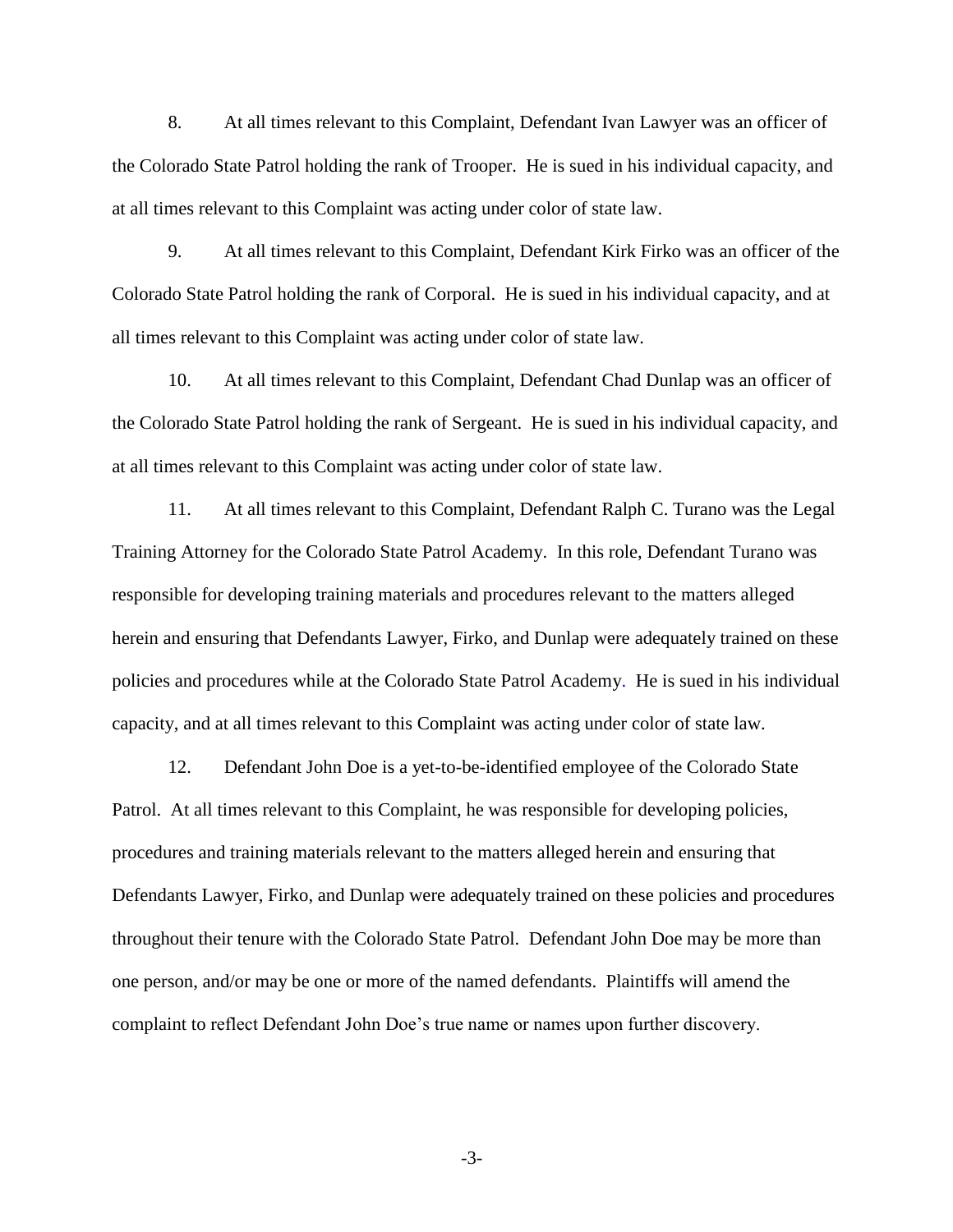8. At all times relevant to this Complaint, Defendant Ivan Lawyer was an officer of the Colorado State Patrol holding the rank of Trooper. He is sued in his individual capacity, and at all times relevant to this Complaint was acting under color of state law.

9. At all times relevant to this Complaint, Defendant Kirk Firko was an officer of the Colorado State Patrol holding the rank of Corporal. He is sued in his individual capacity, and at all times relevant to this Complaint was acting under color of state law.

10. At all times relevant to this Complaint, Defendant Chad Dunlap was an officer of the Colorado State Patrol holding the rank of Sergeant. He is sued in his individual capacity, and at all times relevant to this Complaint was acting under color of state law.

11. At all times relevant to this Complaint, Defendant Ralph C. Turano was the Legal Training Attorney for the Colorado State Patrol Academy. In this role, Defendant Turano was responsible for developing training materials and procedures relevant to the matters alleged herein and ensuring that Defendants Lawyer, Firko, and Dunlap were adequately trained on these policies and procedures while at the Colorado State Patrol Academy. He is sued in his individual capacity, and at all times relevant to this Complaint was acting under color of state law.

12. Defendant John Doe is a yet-to-be-identified employee of the Colorado State Patrol. At all times relevant to this Complaint, he was responsible for developing policies, procedures and training materials relevant to the matters alleged herein and ensuring that Defendants Lawyer, Firko, and Dunlap were adequately trained on these policies and procedures throughout their tenure with the Colorado State Patrol. Defendant John Doe may be more than one person, and/or may be one or more of the named defendants. Plaintiffs will amend the complaint to reflect Defendant John Doe's true name or names upon further discovery.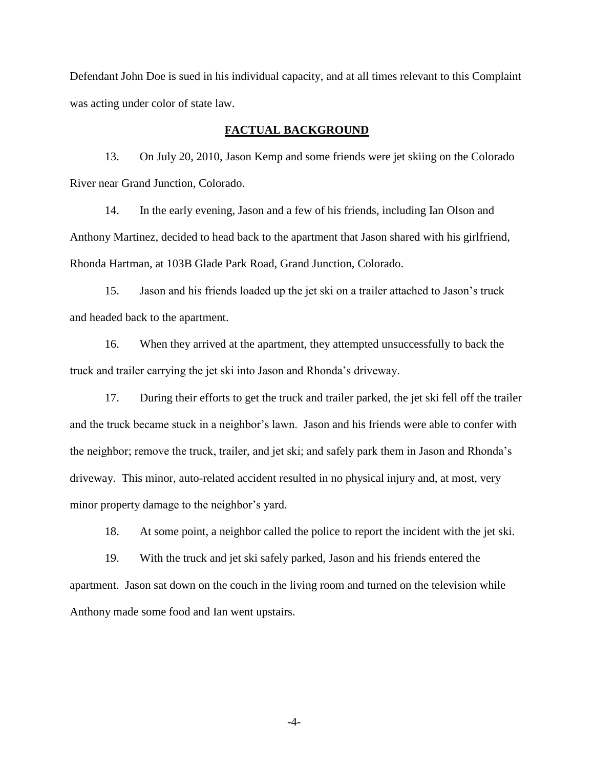Defendant John Doe is sued in his individual capacity, and at all times relevant to this Complaint was acting under color of state law.

## **FACTUAL BACKGROUND**

13. On July 20, 2010, Jason Kemp and some friends were jet skiing on the Colorado River near Grand Junction, Colorado.

14. In the early evening, Jason and a few of his friends, including Ian Olson and Anthony Martinez, decided to head back to the apartment that Jason shared with his girlfriend, Rhonda Hartman, at 103B Glade Park Road, Grand Junction, Colorado.

15. Jason and his friends loaded up the jet ski on a trailer attached to Jason's truck and headed back to the apartment.

16. When they arrived at the apartment, they attempted unsuccessfully to back the truck and trailer carrying the jet ski into Jason and Rhonda's driveway.

17. During their efforts to get the truck and trailer parked, the jet ski fell off the trailer and the truck became stuck in a neighbor's lawn. Jason and his friends were able to confer with the neighbor; remove the truck, trailer, and jet ski; and safely park them in Jason and Rhonda's driveway. This minor, auto-related accident resulted in no physical injury and, at most, very minor property damage to the neighbor's yard.

18. At some point, a neighbor called the police to report the incident with the jet ski.

19. With the truck and jet ski safely parked, Jason and his friends entered the apartment. Jason sat down on the couch in the living room and turned on the television while Anthony made some food and Ian went upstairs.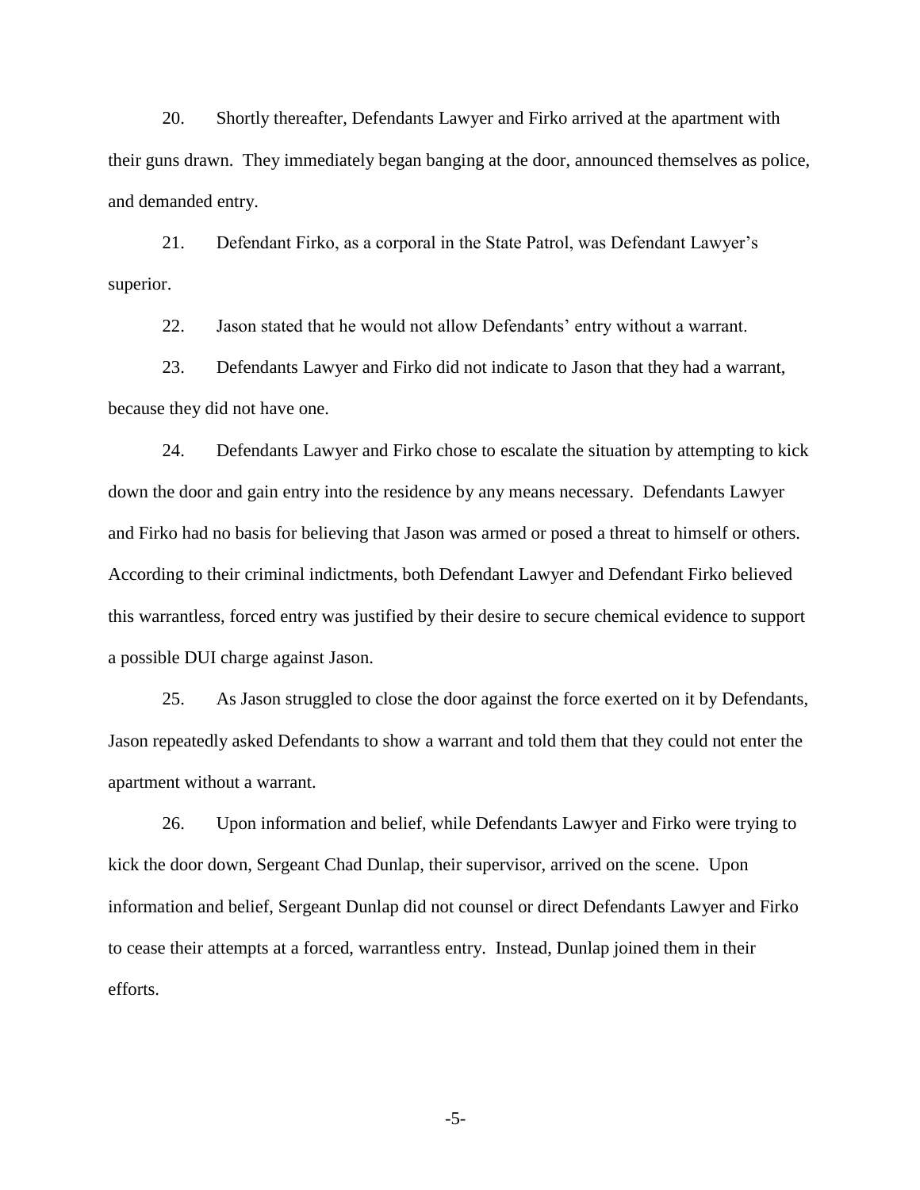20. Shortly thereafter, Defendants Lawyer and Firko arrived at the apartment with their guns drawn. They immediately began banging at the door, announced themselves as police, and demanded entry.

21. Defendant Firko, as a corporal in the State Patrol, was Defendant Lawyer's superior.

22. Jason stated that he would not allow Defendants' entry without a warrant.

23. Defendants Lawyer and Firko did not indicate to Jason that they had a warrant, because they did not have one.

24. Defendants Lawyer and Firko chose to escalate the situation by attempting to kick down the door and gain entry into the residence by any means necessary. Defendants Lawyer and Firko had no basis for believing that Jason was armed or posed a threat to himself or others. According to their criminal indictments, both Defendant Lawyer and Defendant Firko believed this warrantless, forced entry was justified by their desire to secure chemical evidence to support a possible DUI charge against Jason.

25. As Jason struggled to close the door against the force exerted on it by Defendants, Jason repeatedly asked Defendants to show a warrant and told them that they could not enter the apartment without a warrant.

26. Upon information and belief, while Defendants Lawyer and Firko were trying to kick the door down, Sergeant Chad Dunlap, their supervisor, arrived on the scene. Upon information and belief, Sergeant Dunlap did not counsel or direct Defendants Lawyer and Firko to cease their attempts at a forced, warrantless entry. Instead, Dunlap joined them in their efforts.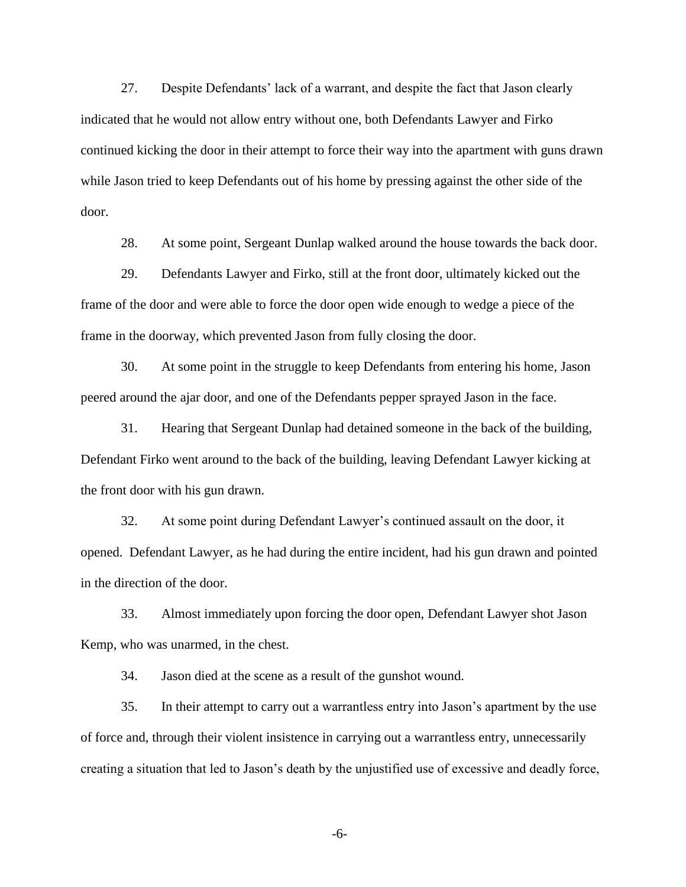27. Despite Defendants' lack of a warrant, and despite the fact that Jason clearly indicated that he would not allow entry without one, both Defendants Lawyer and Firko continued kicking the door in their attempt to force their way into the apartment with guns drawn while Jason tried to keep Defendants out of his home by pressing against the other side of the door.

28. At some point, Sergeant Dunlap walked around the house towards the back door.

29. Defendants Lawyer and Firko, still at the front door, ultimately kicked out the frame of the door and were able to force the door open wide enough to wedge a piece of the frame in the doorway, which prevented Jason from fully closing the door.

30. At some point in the struggle to keep Defendants from entering his home, Jason peered around the ajar door, and one of the Defendants pepper sprayed Jason in the face.

31. Hearing that Sergeant Dunlap had detained someone in the back of the building, Defendant Firko went around to the back of the building, leaving Defendant Lawyer kicking at the front door with his gun drawn.

32. At some point during Defendant Lawyer's continued assault on the door, it opened. Defendant Lawyer, as he had during the entire incident, had his gun drawn and pointed in the direction of the door.

33. Almost immediately upon forcing the door open, Defendant Lawyer shot Jason Kemp, who was unarmed, in the chest.

34. Jason died at the scene as a result of the gunshot wound.

35. In their attempt to carry out a warrantless entry into Jason's apartment by the use of force and, through their violent insistence in carrying out a warrantless entry, unnecessarily creating a situation that led to Jason's death by the unjustified use of excessive and deadly force,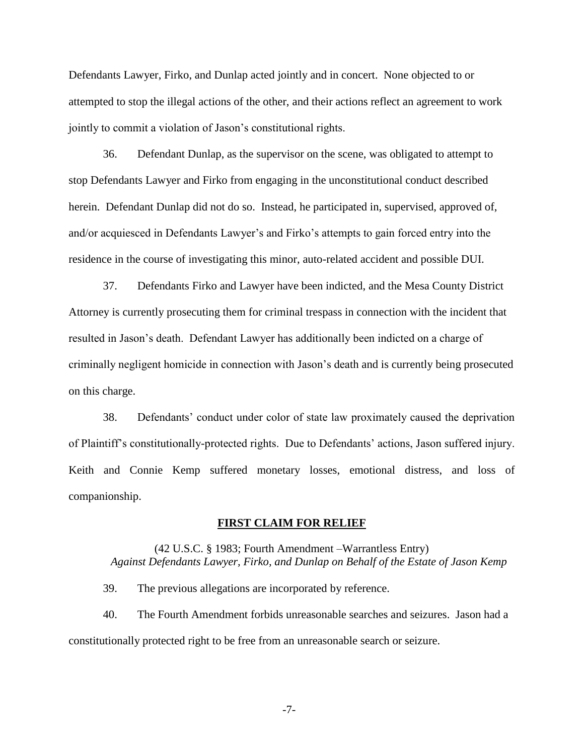Defendants Lawyer, Firko, and Dunlap acted jointly and in concert. None objected to or attempted to stop the illegal actions of the other, and their actions reflect an agreement to work jointly to commit a violation of Jason's constitutional rights.

36. Defendant Dunlap, as the supervisor on the scene, was obligated to attempt to stop Defendants Lawyer and Firko from engaging in the unconstitutional conduct described herein. Defendant Dunlap did not do so. Instead, he participated in, supervised, approved of, and/or acquiesced in Defendants Lawyer's and Firko's attempts to gain forced entry into the residence in the course of investigating this minor, auto-related accident and possible DUI.

37. Defendants Firko and Lawyer have been indicted, and the Mesa County District Attorney is currently prosecuting them for criminal trespass in connection with the incident that resulted in Jason's death. Defendant Lawyer has additionally been indicted on a charge of criminally negligent homicide in connection with Jason's death and is currently being prosecuted on this charge.

38. Defendants' conduct under color of state law proximately caused the deprivation of Plaintiff's constitutionally-protected rights. Due to Defendants' actions, Jason suffered injury. Keith and Connie Kemp suffered monetary losses, emotional distress, and loss of companionship.

## FIRST CLAIM FOR RELIEF

(42 U.S.C. § 1983; Fourth Amendment –Warrantless Entry)
*Against Defendants Lawyer, Firko, and Dunlap on Behalf of the Estate of Jason Kemp*

39. The previous allegations are incorporated by reference.

40. The Fourth Amendment forbids unreasonable searches and seizures. Jason had a constitutionally protected right to be free from an unreasonable search or seizure.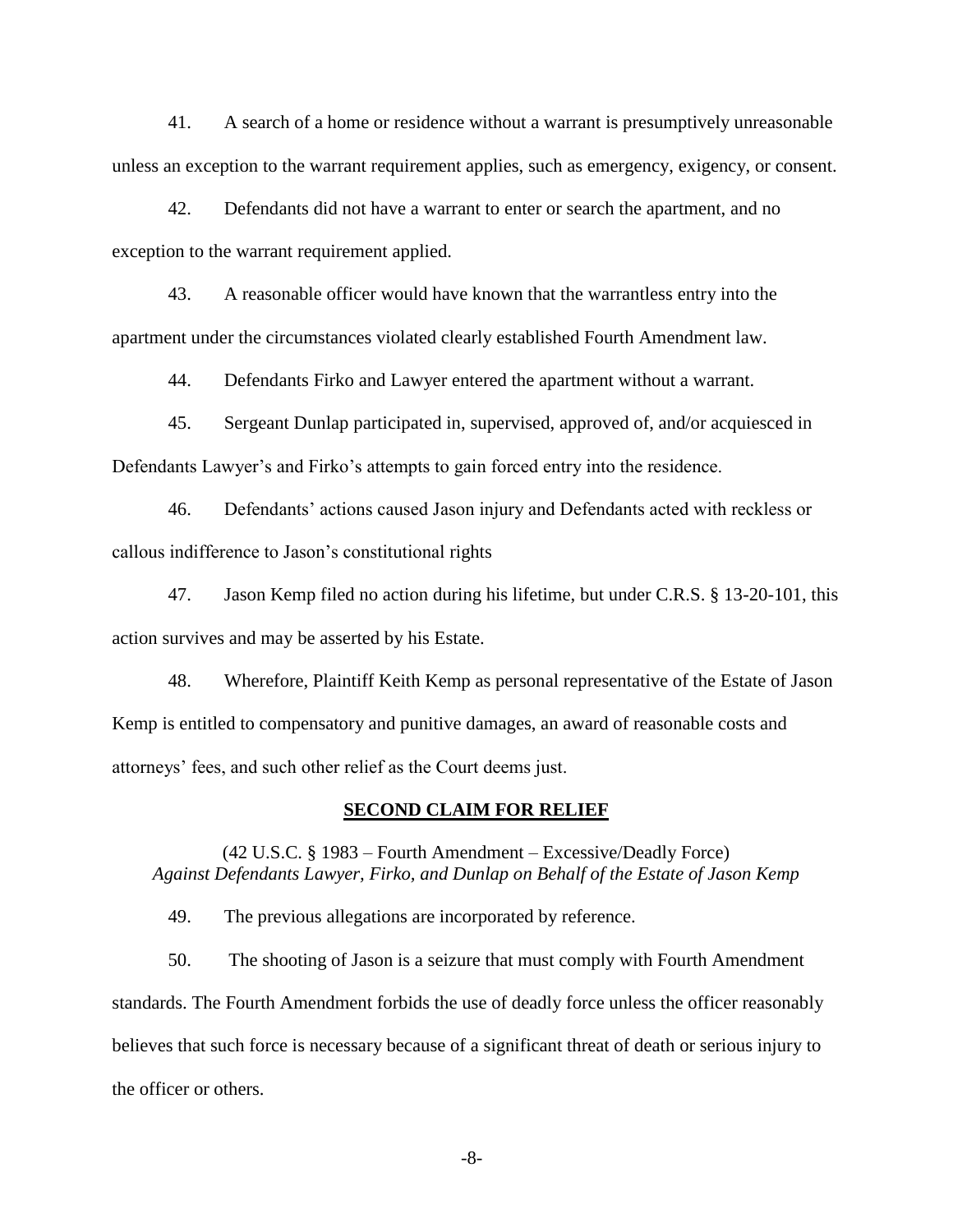41. A search of a home or residence without a warrant is presumptively unreasonable unless an exception to the warrant requirement applies, such as emergency, exigency, or consent.

42. Defendants did not have a warrant to enter or search the apartment, and no exception to the warrant requirement applied.

43. A reasonable officer would have known that the warrantless entry into the apartment under the circumstances violated clearly established Fourth Amendment law.

44. Defendants Firko and Lawyer entered the apartment without a warrant.

45. Sergeant Dunlap participated in, supervised, approved of, and/or acquiesced in Defendants Lawyer's and Firko's attempts to gain forced entry into the residence.

46. Defendants' actions caused Jason injury and Defendants acted with reckless or callous indifference to Jason's constitutional rights

47. Jason Kemp filed no action during his lifetime, but under C.R.S. § 13-20-101, this action survives and may be asserted by his Estate.

48. Wherefore, Plaintiff Keith Kemp as personal representative of the Estate of Jason Kemp is entitled to compensatory and punitive damages, an award of reasonable costs and attorneys' fees, and such other relief as the Court deems just.

## SECOND CLAIM FOR RELIEF

(42 U.S.C. § 1983 – Fourth Amendment – Excessive/Deadly Force)
*Against Defendants Lawyer, Firko, and Dunlap on Behalf of the Estate of Jason Kemp*

49. The previous allegations are incorporated by reference.

50. The shooting of Jason is a seizure that must comply with Fourth Amendment standards. The Fourth Amendment forbids the use of deadly force unless the officer reasonably believes that such force is necessary because of a significant threat of death or serious injury to the officer or others.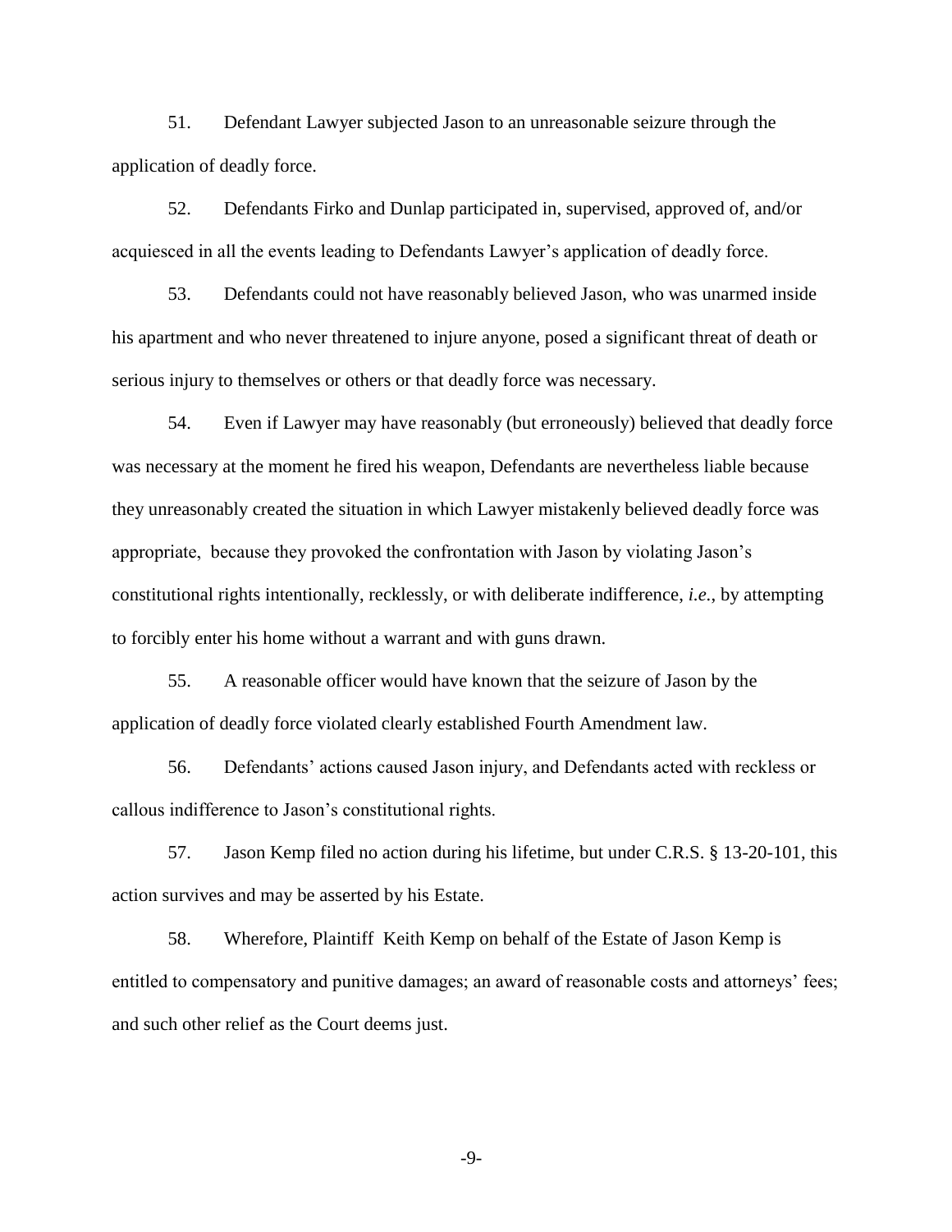51. Defendant Lawyer subjected Jason to an unreasonable seizure through the application of deadly force.

52. Defendants Firko and Dunlap participated in, supervised, approved of, and/or acquiesced in all the events leading to Defendants Lawyer's application of deadly force.

53. Defendants could not have reasonably believed Jason, who was unarmed inside his apartment and who never threatened to injure anyone, posed a significant threat of death or serious injury to themselves or others or that deadly force was necessary.

54. Even if Lawyer may have reasonably (but erroneously) believed that deadly force was necessary at the moment he fired his weapon, Defendants are nevertheless liable because they unreasonably created the situation in which Lawyer mistakenly believed deadly force was appropriate, because they provoked the confrontation with Jason by violating Jason's constitutional rights intentionally, recklessly, or with deliberate indifference, *i.e.*, by attempting to forcibly enter his home without a warrant and with guns drawn.

55. A reasonable officer would have known that the seizure of Jason by the application of deadly force violated clearly established Fourth Amendment law.

56. Defendants' actions caused Jason injury, and Defendants acted with reckless or callous indifference to Jason's constitutional rights.

57. Jason Kemp filed no action during his lifetime, but under C.R.S. § 13-20-101, this action survives and may be asserted by his Estate.

58. Wherefore, Plaintiff Keith Kemp on behalf of the Estate of Jason Kemp is entitled to compensatory and punitive damages; an award of reasonable costs and attorneys' fees; and such other relief as the Court deems just.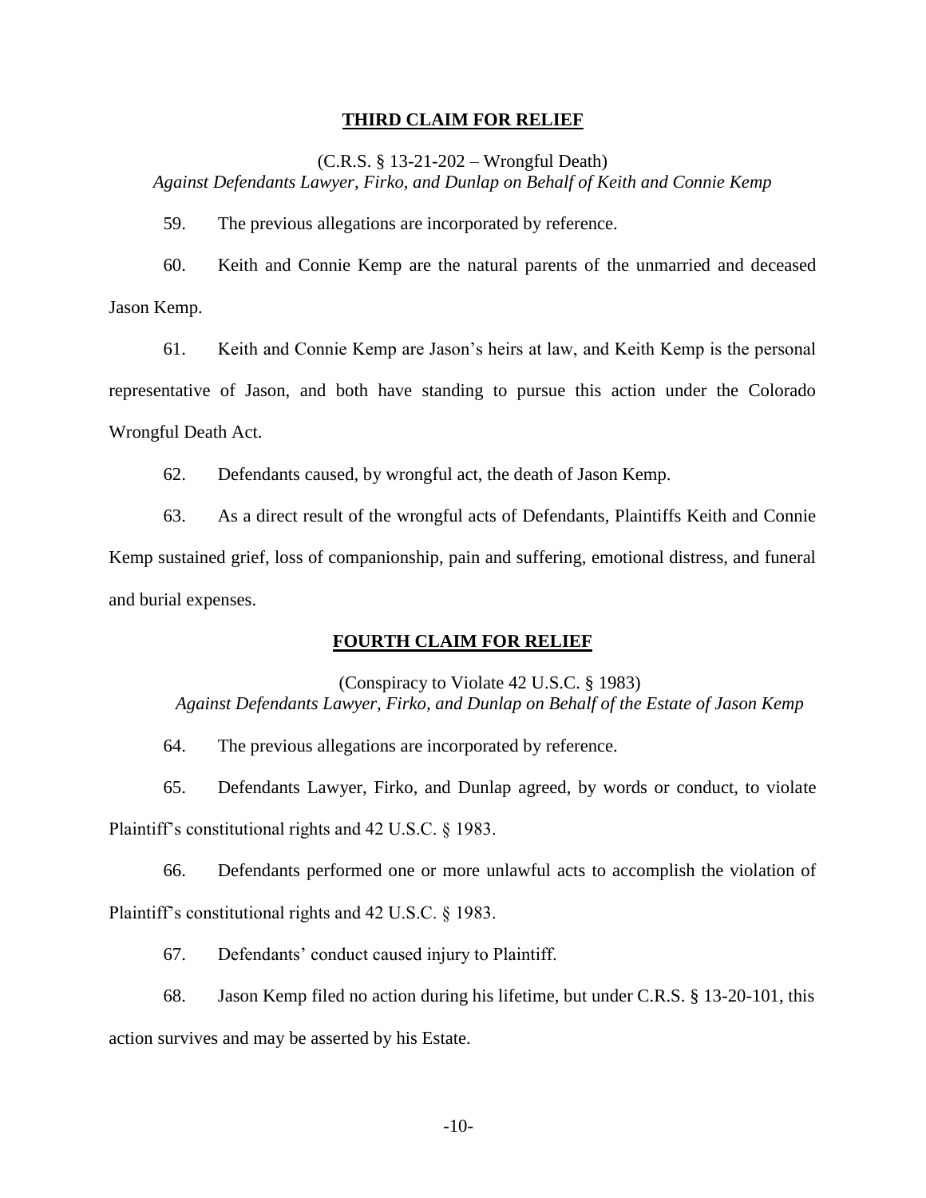## THIRD CLAIM FOR RELIEF

(C.R.S. § 13-21-202 – Wrongful Death)
*Against Defendants Lawyer, Firko, and Dunlap on Behalf of Keith and Connie Kemp*

59. The previous allegations are incorporated by reference.

60. Keith and Connie Kemp are the natural parents of the unmarried and deceased Jason Kemp.

61. Keith and Connie Kemp are Jason's heirs at law, and Keith Kemp is the personal representative of Jason, and both have standing to pursue this action under the Colorado Wrongful Death Act.

62. Defendants caused, by wrongful act, the death of Jason Kemp.

63. As a direct result of the wrongful acts of Defendants, Plaintiffs Keith and Connie Kemp sustained grief, loss of companionship, pain and suffering, emotional distress, and funeral and burial expenses.

## FOURTH CLAIM FOR RELIEF

(Conspiracy to Violate 42 U.S.C. § 1983)
*Against Defendants Lawyer, Firko, and Dunlap on Behalf of the Estate of Jason Kemp*

64. The previous allegations are incorporated by reference.

65. Defendants Lawyer, Firko, and Dunlap agreed, by words or conduct, to violate Plaintiff's constitutional rights and 42 U.S.C. § 1983.

66. Defendants performed one or more unlawful acts to accomplish the violation of Plaintiff's constitutional rights and 42 U.S.C. § 1983.

67. Defendants' conduct caused injury to Plaintiff.

68. Jason Kemp filed no action during his lifetime, but under C.R.S. § 13-20-101, this action survives and may be asserted by his Estate.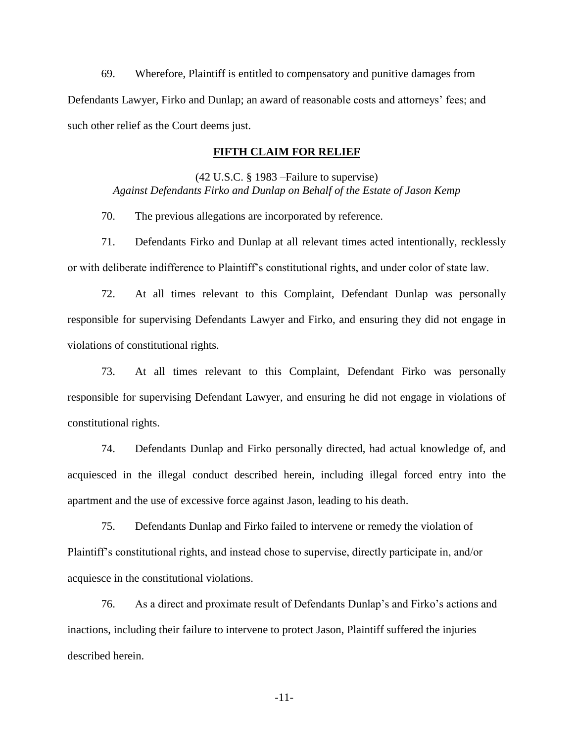69. Wherefore, Plaintiff is entitled to compensatory and punitive damages from Defendants Lawyer, Firko and Dunlap; an award of reasonable costs and attorneys' fees; and such other relief as the Court deems just.

## FIFTH CLAIM FOR RELIEF

(42 U.S.C. § 1983 –Failure to supervise)
*Against Defendants Firko and Dunlap on Behalf of the Estate of Jason Kemp*

70. The previous allegations are incorporated by reference.

71. Defendants Firko and Dunlap at all relevant times acted intentionally, recklessly or with deliberate indifference to Plaintiff's constitutional rights, and under color of state law.

72. At all times relevant to this Complaint, Defendant Dunlap was personally responsible for supervising Defendants Lawyer and Firko, and ensuring they did not engage in violations of constitutional rights.

73. At all times relevant to this Complaint, Defendant Firko was personally responsible for supervising Defendant Lawyer, and ensuring he did not engage in violations of constitutional rights.

74. Defendants Dunlap and Firko personally directed, had actual knowledge of, and acquiesced in the illegal conduct described herein, including illegal forced entry into the apartment and the use of excessive force against Jason, leading to his death.

75. Defendants Dunlap and Firko failed to intervene or remedy the violation of Plaintiff's constitutional rights, and instead chose to supervise, directly participate in, and/or acquiesce in the constitutional violations.

76. As a direct and proximate result of Defendants Dunlap's and Firko's actions and inactions, including their failure to intervene to protect Jason, Plaintiff suffered the injuries described herein.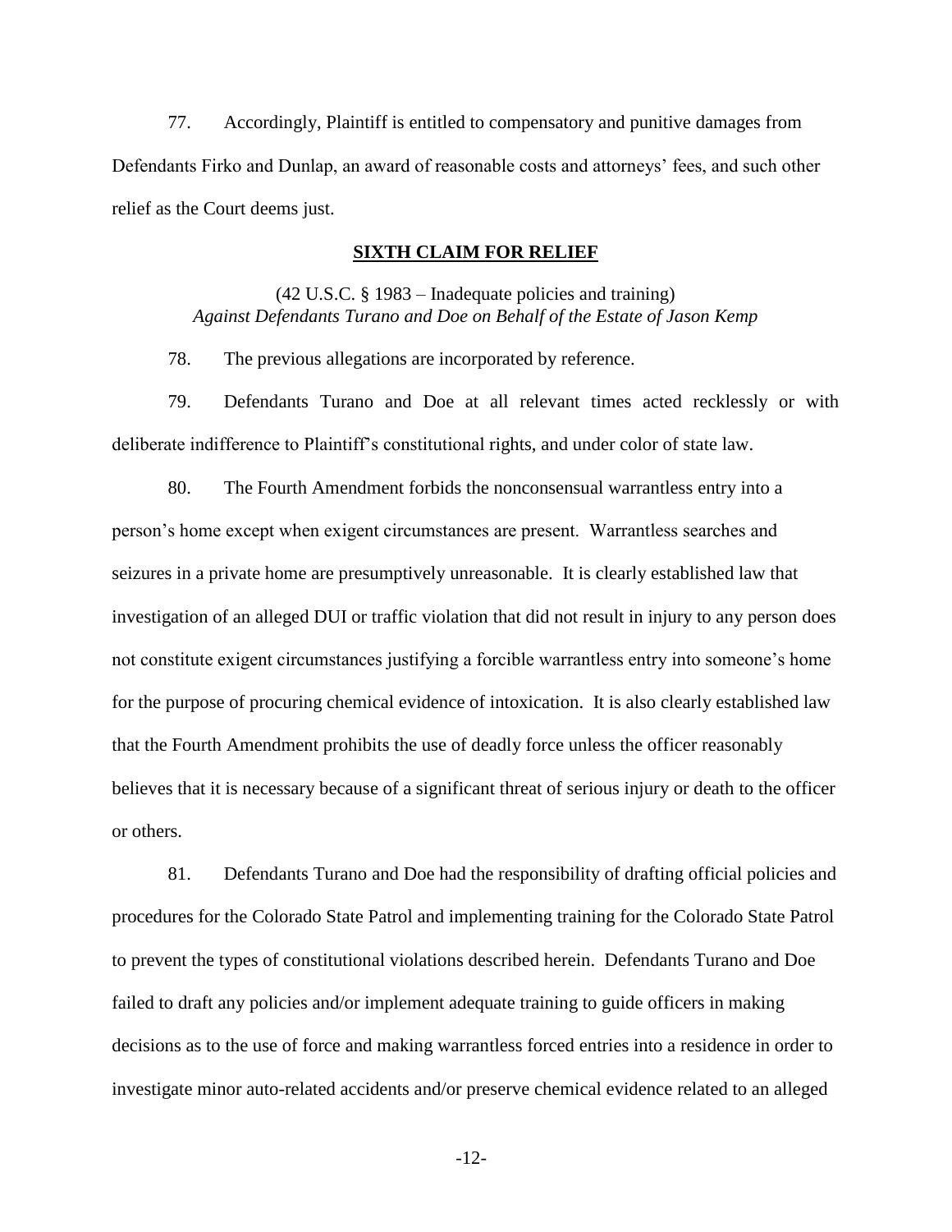77. Accordingly, Plaintiff is entitled to compensatory and punitive damages from Defendants Firko and Dunlap, an award of reasonable costs and attorneys' fees, and such other relief as the Court deems just.

## **SIXTH CLAIM FOR RELIEF**

(42 U.S.C. § 1983 – Inadequate policies and training)
*Against Defendants Turano and Doe on Behalf of the Estate of Jason Kemp*

78. The previous allegations are incorporated by reference.

79. Defendants Turano and Doe at all relevant times acted recklessly or with deliberate indifference to Plaintiff's constitutional rights, and under color of state law.

80. The Fourth Amendment forbids the nonconsensual warrantless entry into a person's home except when exigent circumstances are present. Warrantless searches and seizures in a private home are presumptively unreasonable. It is clearly established law that investigation of an alleged DUI or traffic violation that did not result in injury to any person does not constitute exigent circumstances justifying a forcible warrantless entry into someone's home for the purpose of procuring chemical evidence of intoxication. It is also clearly established law that the Fourth Amendment prohibits the use of deadly force unless the officer reasonably believes that it is necessary because of a significant threat of serious injury or death to the officer or others.

81. Defendants Turano and Doe had the responsibility of drafting official policies and procedures for the Colorado State Patrol and implementing training for the Colorado State Patrol to prevent the types of constitutional violations described herein. Defendants Turano and Doe failed to draft any policies and/or implement adequate training to guide officers in making decisions as to the use of force and making warrantless forced entries into a residence in order to investigate minor auto-related accidents and/or preserve chemical evidence related to an alleged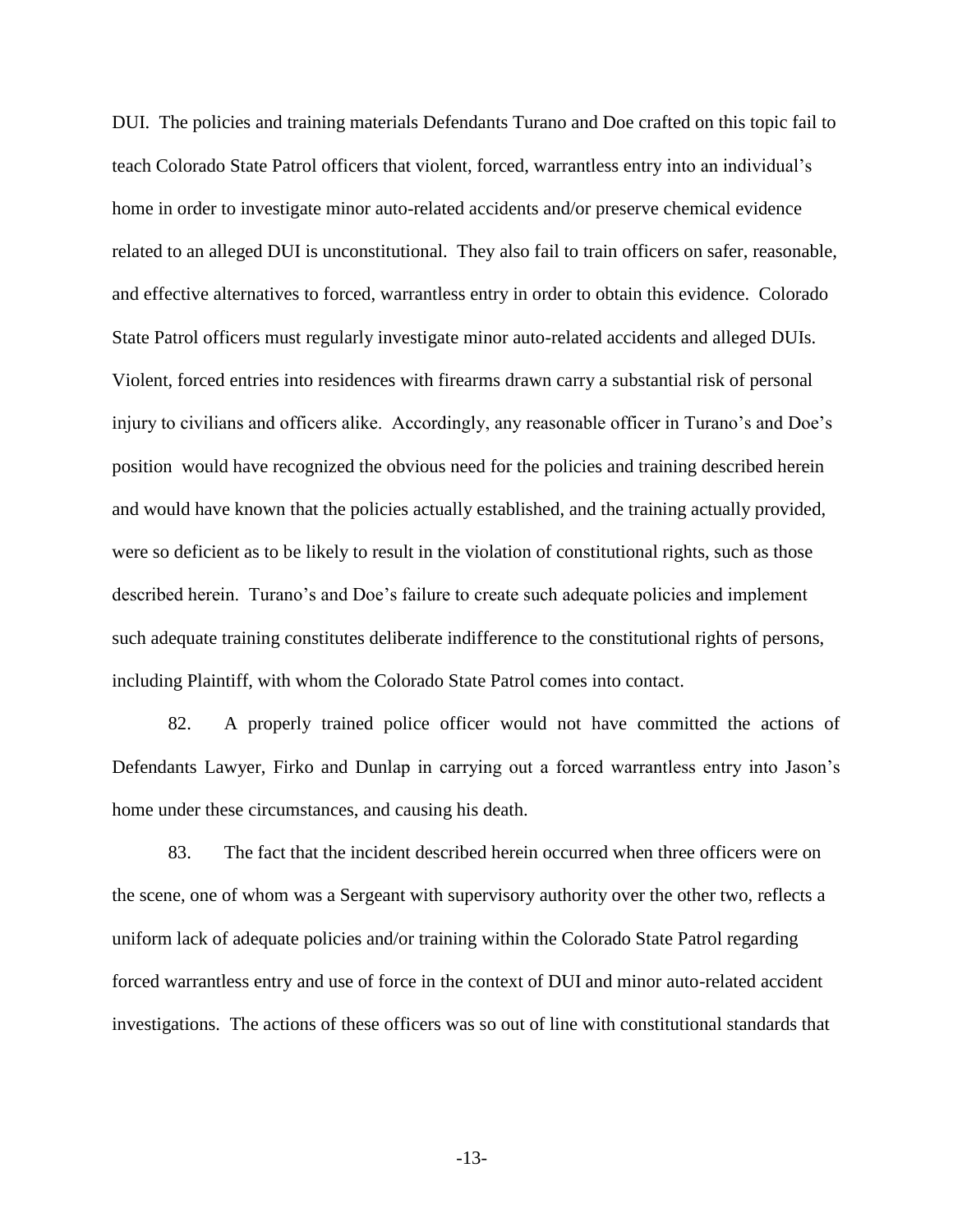DUI. The policies and training materials Defendants Turano and Doe crafted on this topic fail to teach Colorado State Patrol officers that violent, forced, warrantless entry into an individual's home in order to investigate minor auto-related accidents and/or preserve chemical evidence related to an alleged DUI is unconstitutional. They also fail to train officers on safer, reasonable, and effective alternatives to forced, warrantless entry in order to obtain this evidence. Colorado State Patrol officers must regularly investigate minor auto-related accidents and alleged DUIs. Violent, forced entries into residences with firearms drawn carry a substantial risk of personal injury to civilians and officers alike. Accordingly, any reasonable officer in Turano's and Doe's position would have recognized the obvious need for the policies and training described herein and would have known that the policies actually established, and the training actually provided, were so deficient as to be likely to result in the violation of constitutional rights, such as those described herein. Turano's and Doe's failure to create such adequate policies and implement such adequate training constitutes deliberate indifference to the constitutional rights of persons, including Plaintiff, with whom the Colorado State Patrol comes into contact.

82. A properly trained police officer would not have committed the actions of Defendants Lawyer, Firko and Dunlap in carrying out a forced warrantless entry into Jason's home under these circumstances, and causing his death.

83. The fact that the incident described herein occurred when three officers were on the scene, one of whom was a Sergeant with supervisory authority over the other two, reflects a uniform lack of adequate policies and/or training within the Colorado State Patrol regarding forced warrantless entry and use of force in the context of DUI and minor auto-related accident investigations. The actions of these officers was so out of line with constitutional standards that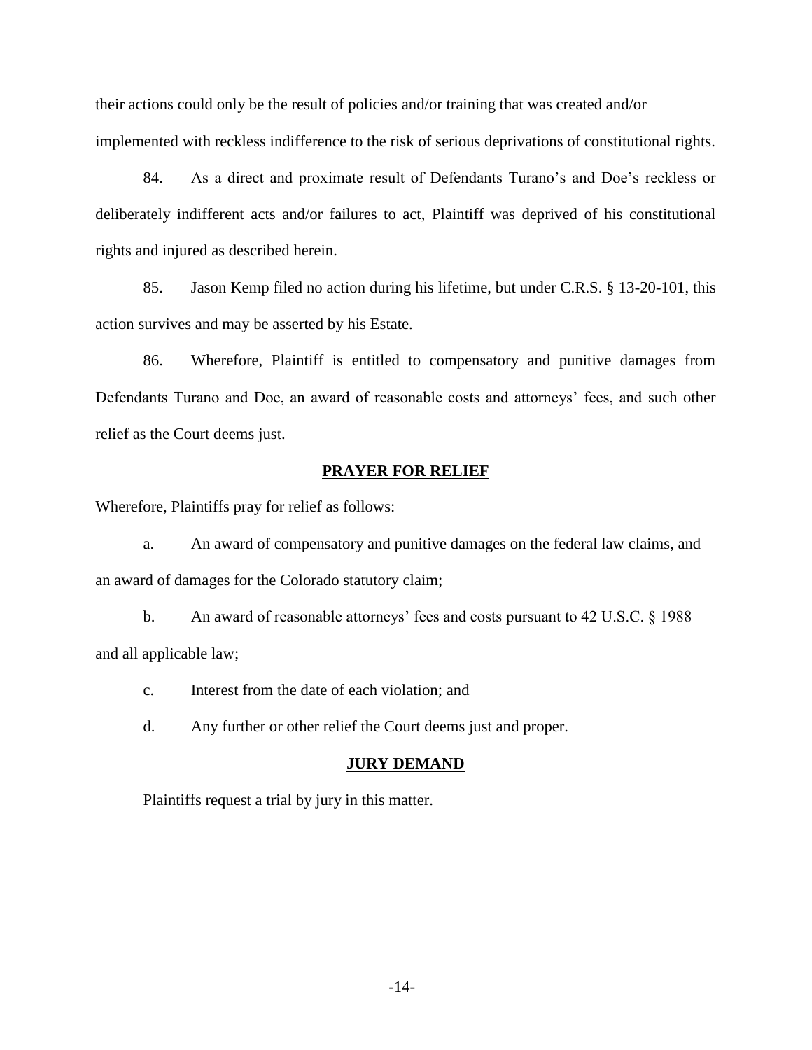their actions could only be the result of policies and/or training that was created and/or implemented with reckless indifference to the risk of serious deprivations of constitutional rights.

84. As a direct and proximate result of Defendants Turano's and Doe's reckless or deliberately indifferent acts and/or failures to act, Plaintiff was deprived of his constitutional rights and injured as described herein.

85. Jason Kemp filed no action during his lifetime, but under C.R.S. § 13-20-101, this action survives and may be asserted by his Estate.

86. Wherefore, Plaintiff is entitled to compensatory and punitive damages from Defendants Turano and Doe, an award of reasonable costs and attorneys' fees, and such other relief as the Court deems just.

**PRAYER FOR RELIEF**

Wherefore, Plaintiffs pray for relief as follows:

a. An award of compensatory and punitive damages on the federal law claims, and an award of damages for the Colorado statutory claim;

b. An award of reasonable attorneys' fees and costs pursuant to 42 U.S.C. § 1988 and all applicable law;

c. Interest from the date of each violation; and

d. Any further or other relief the Court deems just and proper.

**JURY DEMAND**

Plaintiffs request a trial by jury in this matter.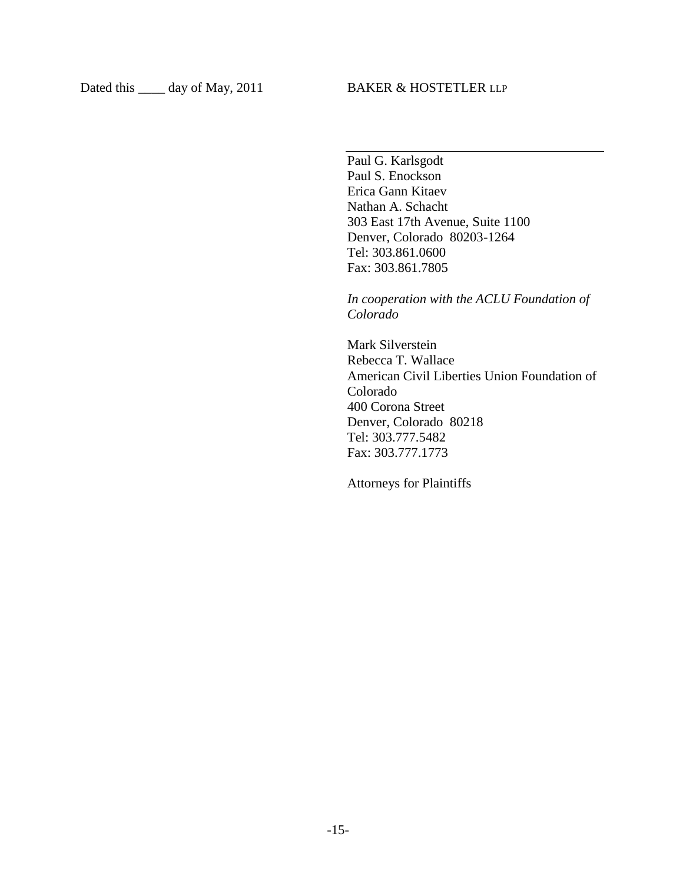Dated this ____ day of May, 2011

BAKER & HOSTETLER LLP

______________________________

Paul G. Karlsgodt
Paul S. Enockson
Erica Gann Kitaev
Nathan A. Schacht
303 East 17th Avenue, Suite 1100
Denver, Colorado 80203-1264
Tel: 303.861.0600
Fax: 303.861.7805

*In cooperation with the ACLU Foundation of Colorado*

Mark Silverstein
Rebecca T. Wallace
American Civil Liberties Union Foundation of Colorado
400 Corona Street
Denver, Colorado 80218
Tel: 303.777.5482
Fax: 303.777.1773

Attorneys for Plaintiffs